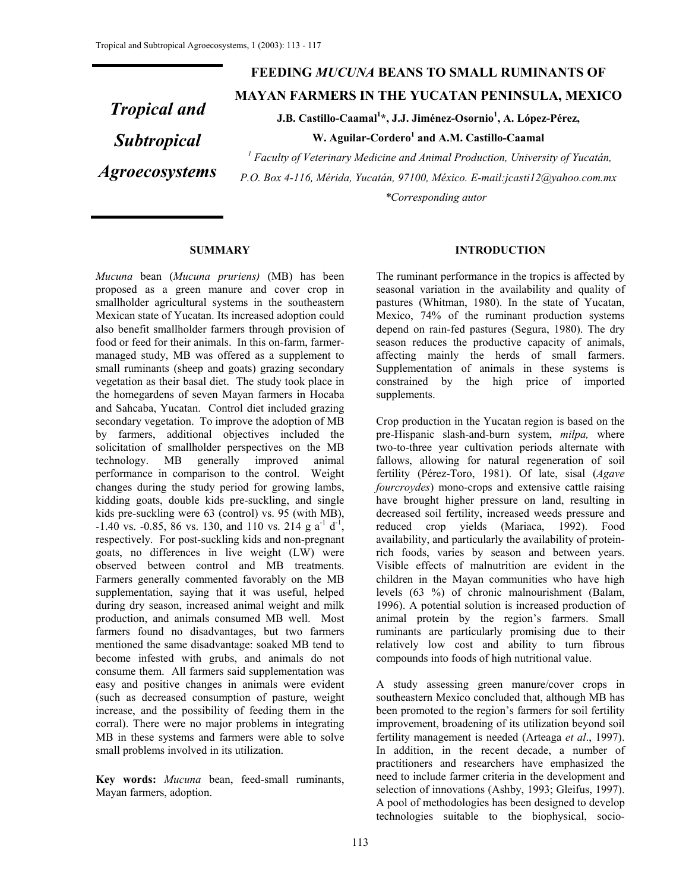*Tropical and Subtropical Agroecosystems*

# FEEDING *MUCUNA* BEANS TO SMALL RUMINANTS OF MAYAN FARMERS IN THE YUCATAN PENINSULA, MEXICO

**J.B. Castillo-Caamal[1]\*, J.J. Jiménez-Osornio[1], A. López-Pérez, W. Aguilar-Cordero[1] and A.M. Castillo-Caamal**

*[1] Faculty of Veterinary Medicine and Animal Production, University of Yucatán, P.O. Box 4-116, Mérida, Yucatán, 97100, México. E-mail:jcasti12@yahoo.com.mx*

*\*Corresponding autor*

## SUMMARY

*Mucuna* bean (*Mucuna pruriens)* (MB) has been proposed as a green manure and cover crop in smallholder agricultural systems in the southeastern Mexican state of Yucatan. Its increased adoption could also benefit smallholder farmers through provision of food or feed for their animals. In this on-farm, farmer-managed study, MB was offered as a supplement to small ruminants (sheep and goats) grazing secondary vegetation as their basal diet. The study took place in the homegardens of seven Mayan farmers in Hocaba and Sahcaba, Yucatan. Control diet included grazing secondary vegetation. To improve the adoption of MB by farmers, additional objectives included the solicitation of smallholder perspectives on the MB technology. MB generally improved animal performance in comparison to the control. Weight changes during the study period for growing lambs, kidding goats, double kids pre-suckling, and single kids pre-suckling were 63 (control) vs. 95 (with MB), -1.40 vs. -0.85, 86 vs. 130, and 110 vs. 214 g $a^{-1}$ $d^{-1}$, respectively. For post-suckling kids and non-pregnant goats, no differences in live weight (LW) were observed between control and MB treatments. Farmers generally commented favorably on the MB supplementation, saying that it was useful, helped during dry season, increased animal weight and milk production, and animals consumed MB well. Most farmers found no disadvantages, but two farmers mentioned the same disadvantage: soaked MB tend to become infested with grubs, and animals do not consume them. All farmers said supplementation was easy and positive changes in animals were evident (such as decreased consumption of pasture, weight increase, and the possibility of feeding them in the corral). There were no major problems in integrating MB in these systems and farmers were able to solve small problems involved in its utilization.

**Key words:** *Mucuna* bean, feed-small ruminants, Mayan farmers, adoption.

## INTRODUCTION

The ruminant performance in the tropics is affected by seasonal variation in the availability and quality of pastures (Whitman, 1980). In the state of Yucatan, Mexico, 74% of the ruminant production systems depend on rain-fed pastures (Segura, 1980). The dry season reduces the productive capacity of animals, affecting mainly the herds of small farmers. Supplementation of animals in these systems is constrained by the high price of imported supplements.

Crop production in the Yucatan region is based on the pre-Hispanic slash-and-burn system, *milpa,* where two-to-three year cultivation periods alternate with fallows, allowing for natural regeneration of soil fertility (Pérez-Toro, 1981). Of late, sisal (*Agave fourcroydes*) mono-crops and extensive cattle raising have brought higher pressure on land, resulting in decreased soil fertility, increased weeds pressure and reduced crop yields (Mariaca, 1992). Food availability, and particularly the availability of protein-rich foods, varies by season and between years. Visible effects of malnutrition are evident in the children in the Mayan communities who have high levels (63 %) of chronic malnourishment (Balam, 1996). A potential solution is increased production of animal protein by the region's farmers. Small ruminants are particularly promising due to their relatively low cost and ability to turn fibrous compounds into foods of high nutritional value.

A study assessing green manure/cover crops in southeastern Mexico concluded that, although MB has been promoted to the region's farmers for soil fertility improvement, broadening of its utilization beyond soil fertility management is needed (Arteaga *et al*., 1997). In addition, in the recent decade, a number of practitioners and researchers have emphasized the need to include farmer criteria in the development and selection of innovations (Ashby, 1993; Gleifus, 1997). A pool of methodologies has been designed to develop technologies suitable to the biophysical, socio-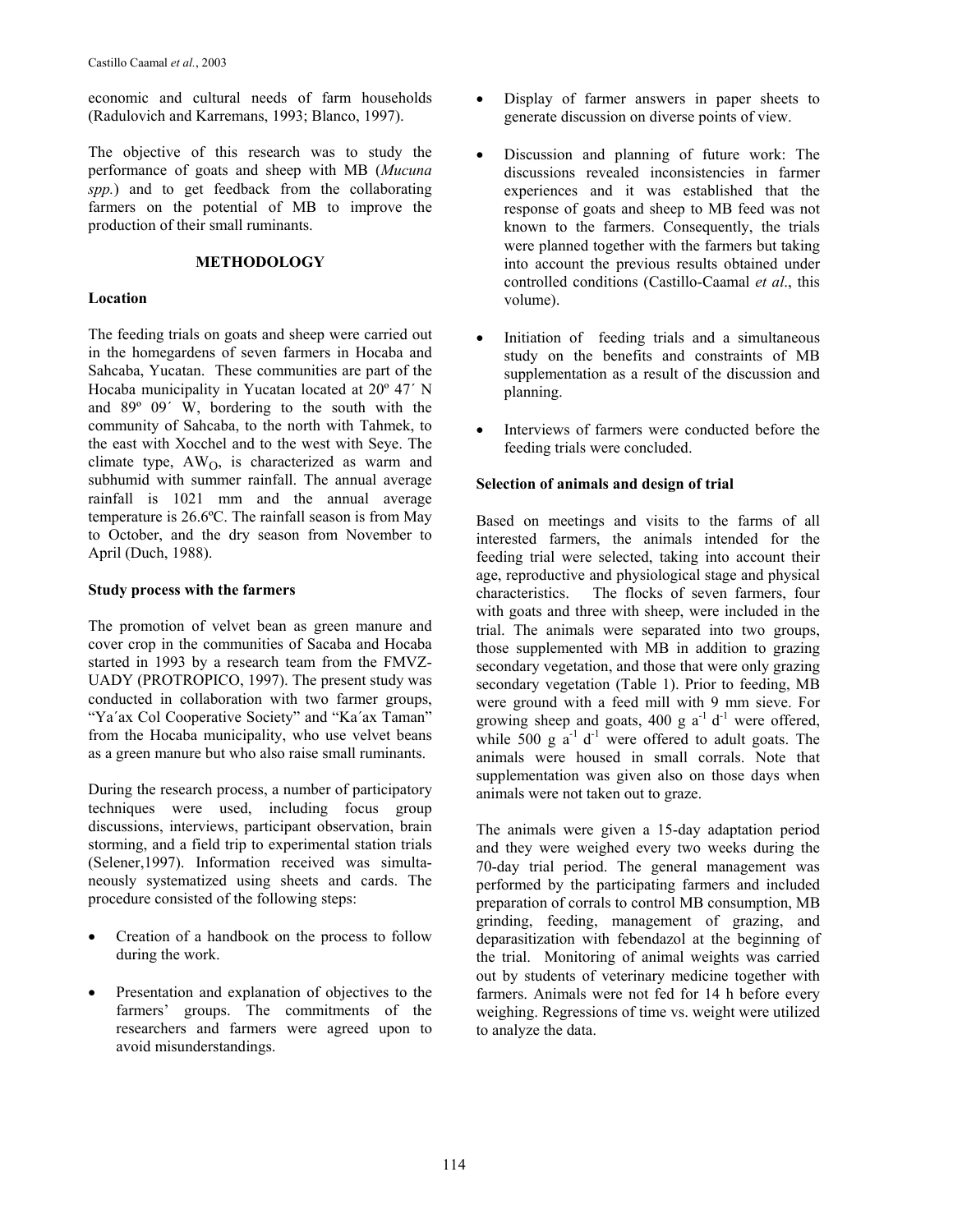economic and cultural needs of farm households (Radulovich and Karremans, 1993; Blanco, 1997).

The objective of this research was to study the performance of goats and sheep with MB (*Mucuna spp.*) and to get feedback from the collaborating farmers on the potential of MB to improve the production of their small ruminants.

## METHODOLOGY

### Location

The feeding trials on goats and sheep were carried out in the homegardens of seven farmers in Hocaba and Sahcaba, Yucatan. These communities are part of the Hocaba municipality in Yucatan located at 20º 47´ N and 89º 09´ W, bordering to the south with the community of Sahcaba, to the north with Tahmek, to the east with Xocchel and to the west with Seye. The climate type, $AW_O$, is characterized as warm and subhumid with summer rainfall. The annual average rainfall is 1021 mm and the annual average temperature is 26.6ºC. The rainfall season is from May to October, and the dry season from November to April (Duch, 1988).

### Study process with the farmers

The promotion of velvet bean as green manure and cover crop in the communities of Sacaba and Hocaba started in 1993 by a research team from the FMVZ-UADY (PROTROPICO, 1997). The present study was conducted in collaboration with two farmer groups, "Ya´ax Col Cooperative Society" and "Ka´ax Taman" from the Hocaba municipality, who use velvet beans as a green manure but who also raise small ruminants.

During the research process, a number of participatory techniques were used, including focus group discussions, interviews, participant observation, brain storming, and a field trip to experimental station trials (Selener,1997). Information received was simultaneously systematized using sheets and cards. The procedure consisted of the following steps:

- Creation of a handbook on the process to follow during the work.
- Presentation and explanation of objectives to the farmers' groups. The commitments of the researchers and farmers were agreed upon to avoid misunderstandings.
- Display of farmer answers in paper sheets to generate discussion on diverse points of view.
- Discussion and planning of future work: The discussions revealed inconsistencies in farmer experiences and it was established that the response of goats and sheep to MB feed was not known to the farmers. Consequently, the trials were planned together with the farmers but taking into account the previous results obtained under controlled conditions (Castillo-Caamal *et al*., this volume).
- Initiation of feeding trials and a simultaneous study on the benefits and constraints of MB supplementation as a result of the discussion and planning.
- Interviews of farmers were conducted before the feeding trials were concluded.

### Selection of animals and design of trial

Based on meetings and visits to the farms of all interested farmers, the animals intended for the feeding trial were selected, taking into account their age, reproductive and physiological stage and physical characteristics. The flocks of seven farmers, four with goats and three with sheep, were included in the trial. The animals were separated into two groups, those supplemented with MB in addition to grazing secondary vegetation, and those that were only grazing secondary vegetation (Table 1). Prior to feeding, MB were ground with a feed mill with 9 mm sieve. For growing sheep and goats, 400 g $a^{-1}$ $d^{-1}$ were offered, while 500 g $a^{-1}$ $d^{-1}$ were offered to adult goats. The animals were housed in small corrals. Note that supplementation was given also on those days when animals were not taken out to graze.

The animals were given a 15-day adaptation period and they were weighed every two weeks during the 70-day trial period. The general management was performed by the participating farmers and included preparation of corrals to control MB consumption, MB grinding, feeding, management of grazing, and deparasitization with febendazol at the beginning of the trial. Monitoring of animal weights was carried out by students of veterinary medicine together with farmers. Animals were not fed for 14 h before every weighing. Regressions of time vs. weight were utilized to analyze the data.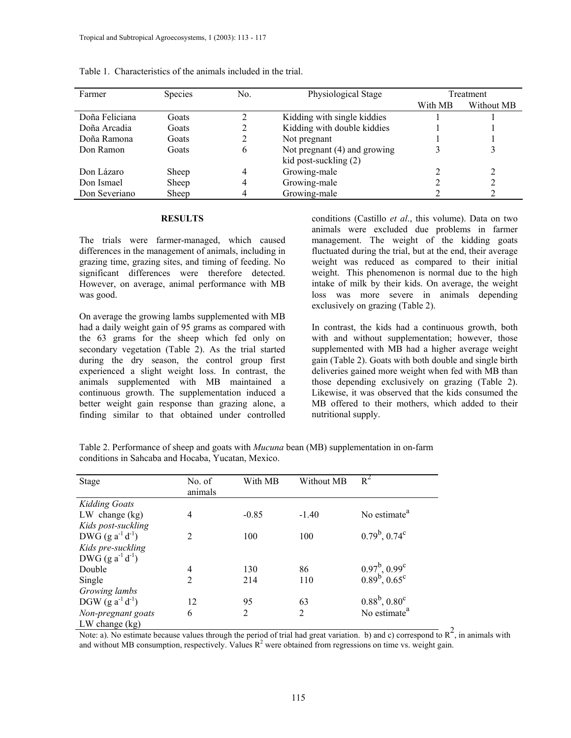Table 1. Characteristics of the animals included in the trial.

| Farmer | Species | No. | Physiological Stage | Treatment | |
|---|---|---|---|---|---|
| | | | | With MB | Without MB |
| Doña Feliciana | Goats | 2 | Kidding with single kiddies | 1 | 1 |
| Doña Arcadia | Goats | 2 | Kidding with double kiddies | 1 | 1 |
| Doña Ramona | Goats | 2 | Not pregnant | 1 | 1 |
| Don Ramon | Goats | 6 | Not pregnant (4) and growing kid post-suckling (2) | 3 | 3 |
| Don Lázaro | Sheep | 4 | Growing-male | 2 | 2 |
| Don Ismael | Sheep | 4 | Growing-male | 2 | 2 |
| Don Severiano | Sheep | 4 | Growing-male | 2 | 2 |

## RESULTS

The trials were farmer-managed, which caused differences in the management of animals, including in grazing time, grazing sites, and timing of feeding. No significant differences were therefore detected. However, on average, animal performance with MB was good.

On average the growing lambs supplemented with MB had a daily weight gain of 95 grams as compared with the 63 grams for the sheep which fed only on secondary vegetation (Table 2). As the trial started during the dry season, the control group first experienced a slight weight loss. In contrast, the animals supplemented with MB maintained a continuous growth. The supplementation induced a better weight gain response than grazing alone, a finding similar to that obtained under controlled conditions (Castillo *et al*., this volume). Data on two animals were excluded due problems in farmer management. The weight of the kidding goats fluctuated during the trial, but at the end, their average weight was reduced as compared to their initial weight. This phenomenon is normal due to the high intake of milk by their kids. On average, the weight loss was more severe in animals depending exclusively on grazing (Table 2).

In contrast, the kids had a continuous growth, both with and without supplementation; however, those supplemented with MB had a higher average weight gain (Table 2). Goats with both double and single birth deliveries gained more weight when fed with MB than those depending exclusively on grazing (Table 2). Likewise, it was observed that the kids consumed the MB offered to their mothers, which added to their nutritional supply.

Table 2. Performance of sheep and goats with *Mucuna* bean (MB) supplementation in on-farm conditions in Sahcaba and Hocaba, Yucatan, Mexico.

| Stage | No. of animals | With MB | Without MB | $R^2$ |
|---|---|---|---|---|
| *Kidding Goats* | | | | |
| LW change (kg) | 4 | -0.85 | -1.40 | No estimate[a] |
| *Kids post-suckling* | | | | |
| DWG ($g\ a^{-1}\ d^{-1}$) | 2 | 100 | 100 | 0.79[b], 0.74[c] |
| *Kids pre-suckling* | | | | |
| DWG ($g\ a^{-1}\ d^{-1}$) | | | | |
| Double | 4 | 130 | 86 | 0.97[b], 0.99[c] |
| Single | 2 | 214 | 110 | 0.89[b], 0.65[c] |
| *Growing lambs* | | | | |
| DGW ($g\ a^{-1}\ d^{-1}$) | 12 | 95 | 63 | 0.88[b], 0.80[c] |
| *Non-pregnant goats* | 6 | 2 | 2 | No estimate[a] |
| LW change (kg) | | | | |

Note: a). No estimate because values through the period of trial had great variation. b) and c) correspond to $R^2$, in animals with and without MB consumption, respectively. Values $R^2$ were obtained from regressions on time vs. weight gain.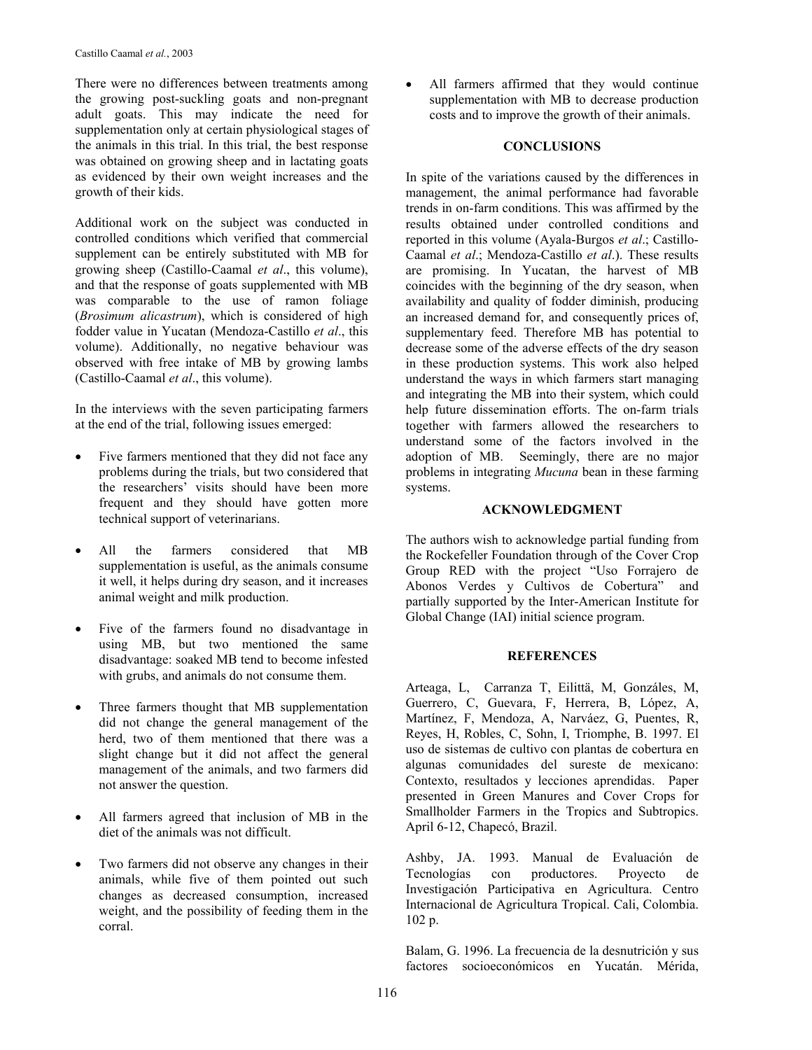There were no differences between treatments among the growing post-suckling goats and non-pregnant adult goats. This may indicate the need for supplementation only at certain physiological stages of the animals in this trial. In this trial, the best response was obtained on growing sheep and in lactating goats as evidenced by their own weight increases and the growth of their kids.

Additional work on the subject was conducted in controlled conditions which verified that commercial supplement can be entirely substituted with MB for growing sheep (Castillo-Caamal *et al*., this volume), and that the response of goats supplemented with MB was comparable to the use of ramon foliage (*Brosimum alicastrum*), which is considered of high fodder value in Yucatan (Mendoza-Castillo *et al*., this volume). Additionally, no negative behaviour was observed with free intake of MB by growing lambs (Castillo-Caamal *et al*., this volume).

In the interviews with the seven participating farmers at the end of the trial, following issues emerged:

- Five farmers mentioned that they did not face any problems during the trials, but two considered that the researchers' visits should have been more frequent and they should have gotten more technical support of veterinarians.
- All the farmers considered that MB supplementation is useful, as the animals consume it well, it helps during dry season, and it increases animal weight and milk production.
- Five of the farmers found no disadvantage in using MB, but two mentioned the same disadvantage: soaked MB tend to become infested with grubs, and animals do not consume them.
- Three farmers thought that MB supplementation did not change the general management of the herd, two of them mentioned that there was a slight change but it did not affect the general management of the animals, and two farmers did not answer the question.
- All farmers agreed that inclusion of MB in the diet of the animals was not difficult.
- Two farmers did not observe any changes in their animals, while five of them pointed out such changes as decreased consumption, increased weight, and the possibility of feeding them in the corral.
- All farmers affirmed that they would continue supplementation with MB to decrease production costs and to improve the growth of their animals.

## CONCLUSIONS

In spite of the variations caused by the differences in management, the animal performance had favorable trends in on-farm conditions. This was affirmed by the results obtained under controlled conditions and reported in this volume (Ayala-Burgos *et al*.; Castillo-Caamal *et al*.; Mendoza-Castillo *et al*.). These results are promising. In Yucatan, the harvest of MB coincides with the beginning of the dry season, when availability and quality of fodder diminish, producing an increased demand for, and consequently prices of, supplementary feed. Therefore MB has potential to decrease some of the adverse effects of the dry season in these production systems. This work also helped understand the ways in which farmers start managing and integrating the MB into their system, which could help future dissemination efforts. The on-farm trials together with farmers allowed the researchers to understand some of the factors involved in the adoption of MB. Seemingly, there are no major problems in integrating *Mucuna* bean in these farming systems.

## ACKNOWLEDGMENT

The authors wish to acknowledge partial funding from the Rockefeller Foundation through of the Cover Crop Group RED with the project "Uso Forrajero de Abonos Verdes y Cultivos de Cobertura" and partially supported by the Inter-American Institute for Global Change (IAI) initial science program.

## REFERENCES

Arteaga, L, Carranza T, Eilittä, M, Gonzáles, M, Guerrero, C, Guevara, F, Herrera, B, López, A, Martínez, F, Mendoza, A, Narváez, G, Puentes, R, Reyes, H, Robles, C, Sohn, I, Triomphe, B. 1997. El uso de sistemas de cultivo con plantas de cobertura en algunas comunidades del sureste de mexicano: Contexto, resultados y lecciones aprendidas. Paper presented in Green Manures and Cover Crops for Smallholder Farmers in the Tropics and Subtropics. April 6-12, Chapecó, Brazil.

Ashby, JA. 1993. Manual de Evaluación de Tecnologías con productores. Proyecto de Investigación Participativa en Agricultura. Centro Internacional de Agricultura Tropical. Cali, Colombia. 102 p.

Balam, G. 1996. La frecuencia de la desnutrición y sus factores socioeconómicos en Yucatán. Mérida,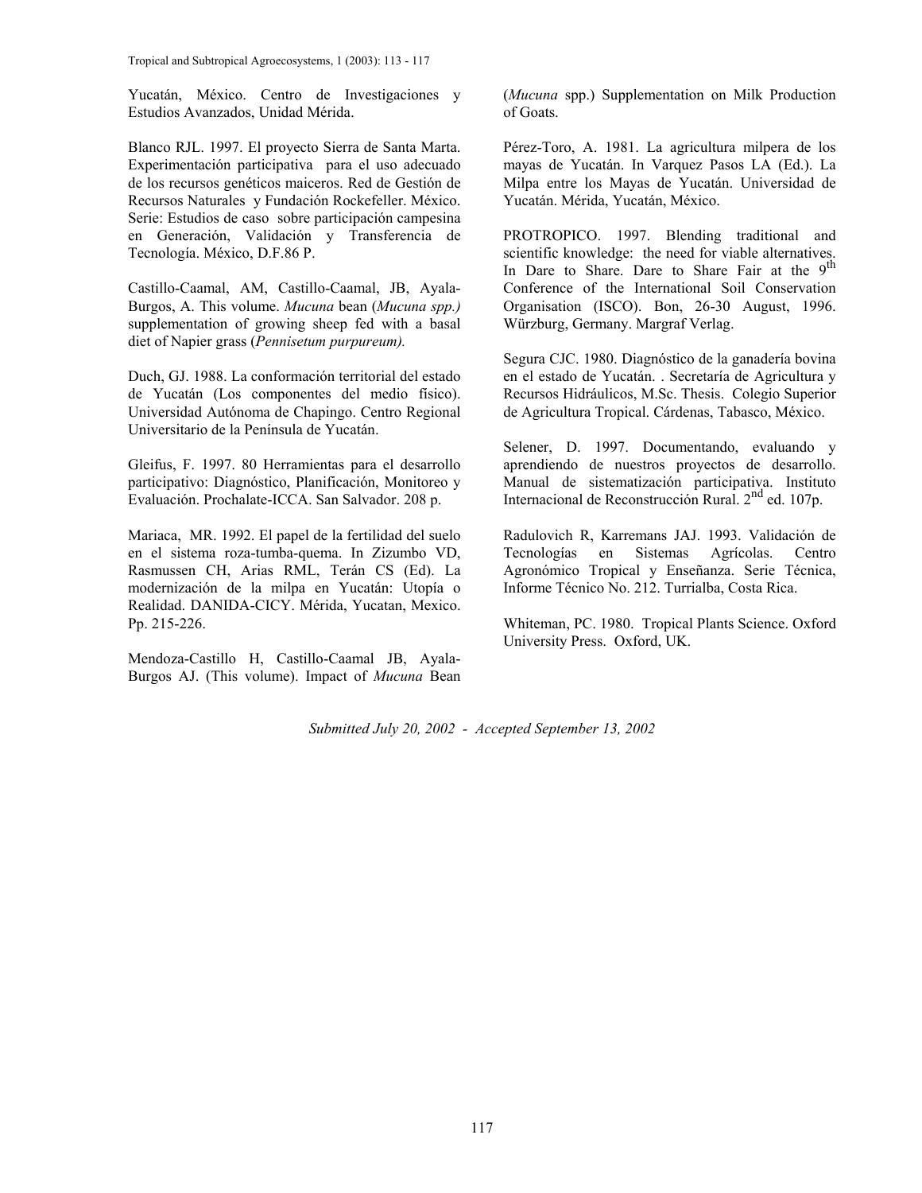Yucatán, México. Centro de Investigaciones y Estudios Avanzados, Unidad Mérida.

Blanco RJL. 1997. El proyecto Sierra de Santa Marta. Experimentación participativa para el uso adecuado de los recursos genéticos maiceros. Red de Gestión de Recursos Naturales y Fundación Rockefeller. México. Serie: Estudios de caso sobre participación campesina en Generación, Validación y Transferencia de Tecnología. México, D.F.86 P.

Castillo-Caamal, AM, Castillo-Caamal, JB, Ayala-Burgos, A. This volume. *Mucuna* bean (*Mucuna spp.)* supplementation of growing sheep fed with a basal diet of Napier grass (*Pennisetum purpureum).*

Duch, GJ. 1988. La conformación territorial del estado de Yucatán (Los componentes del medio físico). Universidad Autónoma de Chapingo. Centro Regional Universitario de la Península de Yucatán.

Gleifus, F. 1997. 80 Herramientas para el desarrollo participativo: Diagnóstico, Planificación, Monitoreo y Evaluación. Prochalate-ICCA. San Salvador. 208 p.

Mariaca, MR. 1992. El papel de la fertilidad del suelo en el sistema roza-tumba-quema. In Zizumbo VD, Rasmussen CH, Arias RML, Terán CS (Ed). La modernización de la milpa en Yucatán: Utopía o Realidad. DANIDA-CICY. Mérida, Yucatan, Mexico. Pp. 215-226.

Mendoza-Castillo H, Castillo-Caamal JB, Ayala-Burgos AJ. (This volume). Impact of *Mucuna* Bean (*Mucuna* spp.) Supplementation on Milk Production of Goats.

Pérez-Toro, A. 1981. La agricultura milpera de los mayas de Yucatán. In Varquez Pasos LA (Ed.). La Milpa entre los Mayas de Yucatán. Universidad de Yucatán. Mérida, Yucatán, México.

PROTROPICO. 1997. Blending traditional and scientific knowledge: the need for viable alternatives. In Dare to Share. Dare to Share Fair at the 9th Conference of the International Soil Conservation Organisation (ISCO). Bon, 26-30 August, 1996. Würzburg, Germany. Margraf Verlag.

Segura CJC. 1980. Diagnóstico de la ganadería bovina en el estado de Yucatán. . Secretaría de Agricultura y Recursos Hidráulicos, M.Sc. Thesis. Colegio Superior de Agricultura Tropical. Cárdenas, Tabasco, México.

Selener, D. 1997. Documentando, evaluando y aprendiendo de nuestros proyectos de desarrollo. Manual de sistematización participativa. Instituto Internacional de Reconstrucción Rural. 2nd ed. 107p.

Radulovich R, Karremans JAJ. 1993. Validación de Tecnologías en Sistemas Agrícolas. Centro Agronómico Tropical y Enseñanza. Serie Técnica, Informe Técnico No. 212. Turrialba, Costa Rica.

Whiteman, PC. 1980. Tropical Plants Science. Oxford University Press. Oxford, UK.

*Submitted July 20, 2002 - Accepted September 13, 2002*